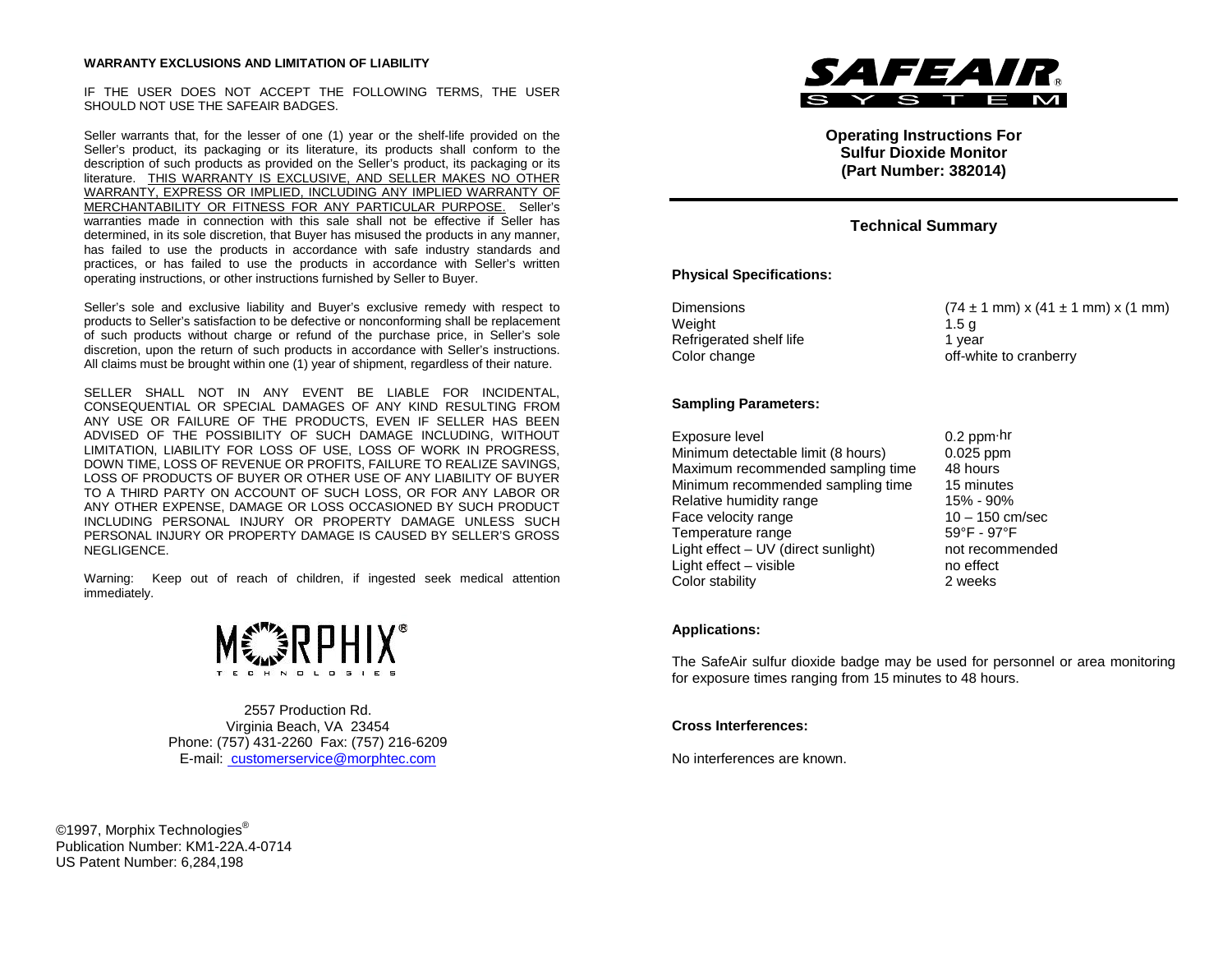## WARRANTY EXCLUSIONS AND LIMITATION OF LIABILITY

IF THE USER DOES NOT ACCEPT THE FOLLOWING TERMS, THE USER SHOULD NOT USE THE SAFEAIR BADGES.

Seller warrants that, for the lesser of one (1) year or the shelf-life provided on the Seller's product, its packaging or its literature, its products shall conform to the description of such products as provided on the Seller's product, its packaging or its literature. THIS WARRANTY IS EXCLUSIVE, AND SELLER MAKES NO OTHER WARRANTY, EXPRESS OR IMPLIED, INCLUDING ANY IMPLIED WARRANTY OF MERCHANTABILITY OR FITNESS FOR ANY PARTICULAR PURPOSE. Seller's warranties made in connection with this sale shall not be effective if Seller has determined, in its sole discretion, that Buyer has misused the products in any manner, has failed to use the products in accordance with safe industry standards and practices, or has failed to use the products in accordance with Seller's written operating instructions, or other instructions furnished by Seller to Buyer.

Seller's sole and exclusive liability and Buyer's exclusive remedy with respect to products to Seller's satisfaction to be defective or nonconforming shall be replacement of such products without charge or refund of the purchase price, in Seller's sole discretion, upon the return of such products in accordance with Seller's instructions. All claims must be brought within one (1) year of shipment, regardless of their nature.

SELLER SHALL NOT IN ANY EVENT BE LIABLE FOR INCIDENTAL, CONSEQUENTIAL OR SPECIAL DAMAGES OF ANY KIND RESULTING FROM ANY USE OR FAILURE OF THE PRODUCTS, EVEN IF SELLER HAS BEEN ADVISED OF THE POSSIBILITY OF SUCH DAMAGE INCLUDING, WITHOUT LIMITATION, LIABILITY FOR LOSS OF USE, LOSS OF WORK IN PROGRESS, DOWN TIME, LOSS OF REVENUE OR PROFITS, FAILURE TO REALIZE SAVINGS, LOSS OF PRODUCTS OF BUYER OR OTHER USE OF ANY LIABILITY OF BUYER TO A THIRD PARTY ON ACCOUNT OF SUCH LOSS, OR FOR ANY LABOR OR ANY OTHER EXPENSE, DAMAGE OR LOSS OCCASIONED BY SUCH PRODUCT INCLUDING PERSONAL INJURY OR PROPERTY DAMAGE UNLESS SUCH PERSONAL INJURY OR PROPERTY DAMAGE IS CAUSED BY SELLER'S GROSS NEGLIGENCE.

Warning: Keep out of reach of children, if ingested seek medical attention immediately.

MORPHIX® TECHNOLOGIES

2557 Production Rd.
Virginia Beach, VA 23454
Phone: (757) 431-2260 Fax: (757) 216-6209
E-mail: customerservice@morphtec.com

©1997, Morphix Technologies®
Publication Number: KM1-22A.4-0714
US Patent Number: 6,284,198

# SAFEAIR® SYSTEM

**Operating Instructions For**
**Sulfur Dioxide Monitor**
**(Part Number: 382014)**

---

## Technical Summary

### Physical Specifications:

| | |
|---|---|
| Dimensions | (74 ± 1 mm) x (41 ± 1 mm) x (1 mm) |
| Weight | 1.5 g |
| Refrigerated shelf life | 1 year |
| Color change | off-white to cranberry |

### Sampling Parameters:

| | |
|---|---|
| Exposure level | 0.2 ppm·hr |
| Minimum detectable limit (8 hours) | 0.025 ppm |
| Maximum recommended sampling time | 48 hours |
| Minimum recommended sampling time | 15 minutes |
| Relative humidity range | 15% - 90% |
| Face velocity range | 10 – 150 cm/sec |
| Temperature range | 59°F - 97°F |
| Light effect – UV (direct sunlight) | not recommended |
| Light effect – visible | no effect |
| Color stability | 2 weeks |

### Applications:

The SafeAir sulfur dioxide badge may be used for personnel or area monitoring for exposure times ranging from 15 minutes to 48 hours.

### Cross Interferences:

No interferences are known.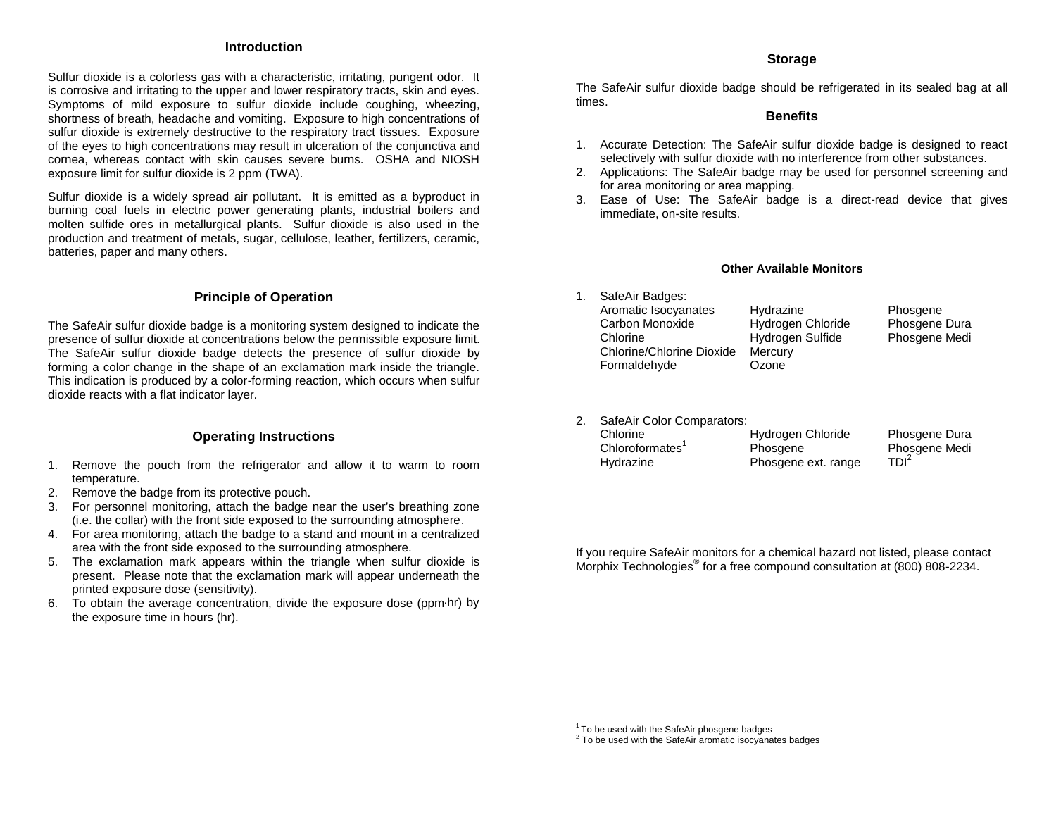## Introduction

Sulfur dioxide is a colorless gas with a characteristic, irritating, pungent odor. It is corrosive and irritating to the upper and lower respiratory tracts, skin and eyes. Symptoms of mild exposure to sulfur dioxide include coughing, wheezing, shortness of breath, headache and vomiting. Exposure to high concentrations of sulfur dioxide is extremely destructive to the respiratory tract tissues. Exposure of the eyes to high concentrations may result in ulceration of the conjunctiva and cornea, whereas contact with skin causes severe burns. OSHA and NIOSH exposure limit for sulfur dioxide is 2 ppm (TWA).

Sulfur dioxide is a widely spread air pollutant. It is emitted as a byproduct in burning coal fuels in electric power generating plants, industrial boilers and molten sulfide ores in metallurgical plants. Sulfur dioxide is also used in the production and treatment of metals, sugar, cellulose, leather, fertilizers, ceramic, batteries, paper and many others.

## Principle of Operation

The SafeAir sulfur dioxide badge is a monitoring system designed to indicate the presence of sulfur dioxide at concentrations below the permissible exposure limit. The SafeAir sulfur dioxide badge detects the presence of sulfur dioxide by forming a color change in the shape of an exclamation mark inside the triangle. This indication is produced by a color-forming reaction, which occurs when sulfur dioxide reacts with a flat indicator layer.

## Operating Instructions

1. Remove the pouch from the refrigerator and allow it to warm to room temperature.
2. Remove the badge from its protective pouch.
3. For personnel monitoring, attach the badge near the user's breathing zone (i.e. the collar) with the front side exposed to the surrounding atmosphere.
4. For area monitoring, attach the badge to a stand and mount in a centralized area with the front side exposed to the surrounding atmosphere.
5. The exclamation mark appears within the triangle when sulfur dioxide is present. Please note that the exclamation mark will appear underneath the printed exposure dose (sensitivity).
6. To obtain the average concentration, divide the exposure dose (ppm·hr) by the exposure time in hours (hr).

## Storage

The SafeAir sulfur dioxide badge should be refrigerated in its sealed bag at all times.

## Benefits

1. Accurate Detection: The SafeAir sulfur dioxide badge is designed to react selectively with sulfur dioxide with no interference from other substances.
2. Applications: The SafeAir badge may be used for personnel screening and for area monitoring or area mapping.
3. Ease of Use: The SafeAir badge is a direct-read device that gives immediate, on-site results.

### Other Available Monitors

1. SafeAir Badges:

| | | |
|---|---|---|
| Aromatic Isocyanates | Hydrazine | Phosgene |
| Carbon Monoxide | Hydrogen Chloride | Phosgene Dura |
| Chlorine | Hydrogen Sulfide | Phosgene Medi |
| Chlorine/Chlorine Dioxide | Mercury | |
| Formaldehyde | Ozone | |

2. SafeAir Color Comparators:

| | | |
|---|---|---|
| Chlorine | Hydrogen Chloride | Phosgene Dura |
| Chloroformates[1] | Phosgene | Phosgene Medi |
| Hydrazine | Phosgene ext. range | TDI[2] |

If you require SafeAir monitors for a chemical hazard not listed, please contact Morphix Technologies® for a free compound consultation at (800) 808-2234.

[1] To be used with the SafeAir phosgene badges
[2] To be used with the SafeAir aromatic isocyanates badges